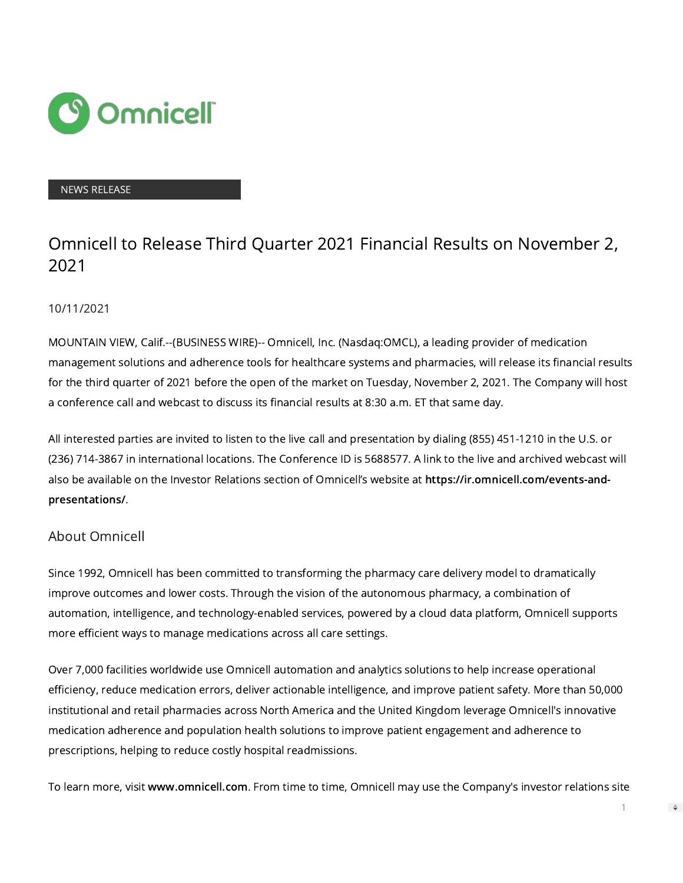NEWS RELEASE

# Omnicell to Release Third Quarter 2021 Financial Results on November 2, 2021

10/11/2021

MOUNTAIN VIEW, Calif.--(BUSINESS WIRE)-- Omnicell, Inc. (Nasdaq:OMCL), a leading provider of medication management solutions and adherence tools for healthcare systems and pharmacies, will release its financial results for the third quarter of 2021 before the open of the market on Tuesday, November 2, 2021. The Company will host a conference call and webcast to discuss its financial results at 8:30 a.m. ET that same day.

All interested parties are invited to listen to the live call and presentation by dialing (855) 451-1210 in the U.S. or (236) 714-3867 in international locations. The Conference ID is 5688577. A link to the live and archived webcast will also be available on the Investor Relations section of Omnicell's website at **https://ir.omnicell.com/events-and-presentations/**.

## About Omnicell

Since 1992, Omnicell has been committed to transforming the pharmacy care delivery model to dramatically improve outcomes and lower costs. Through the vision of the autonomous pharmacy, a combination of automation, intelligence, and technology-enabled services, powered by a cloud data platform, Omnicell supports more efficient ways to manage medications across all care settings.

Over 7,000 facilities worldwide use Omnicell automation and analytics solutions to help increase operational efficiency, reduce medication errors, deliver actionable intelligence, and improve patient safety. More than 50,000 institutional and retail pharmacies across North America and the United Kingdom leverage Omnicell's innovative medication adherence and population health solutions to improve patient engagement and adherence to prescriptions, helping to reduce costly hospital readmissions.

To learn more, visit **www.omnicell.com**. From time to time, Omnicell may use the Company's investor relations site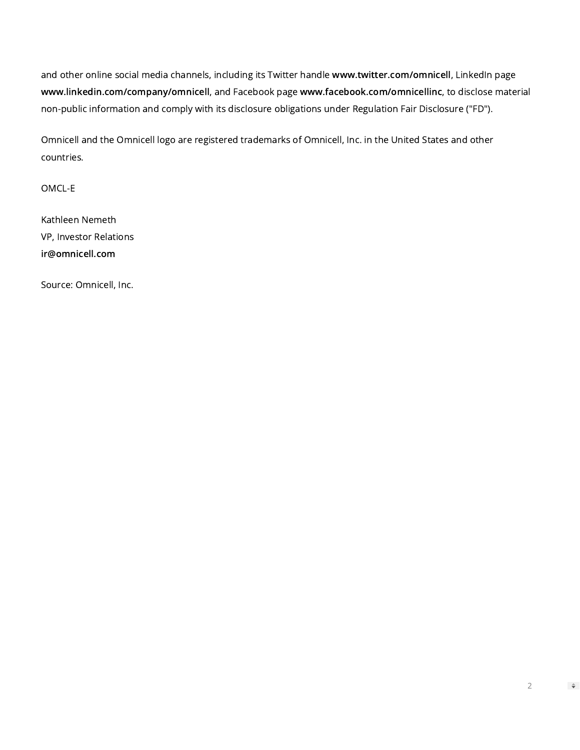and other online social media channels, including its Twitter handle **www.twitter.com/omnicell**, LinkedIn page **www.linkedin.com/company/omnicell**, and Facebook page **www.facebook.com/omnicellinc**, to disclose material non-public information and comply with its disclosure obligations under Regulation Fair Disclosure ("FD").

Omnicell and the Omnicell logo are registered trademarks of Omnicell, Inc. in the United States and other countries.

OMCL-E

Kathleen Nemeth
VP, Investor Relations
**ir@omnicell.com**

Source: Omnicell, Inc.